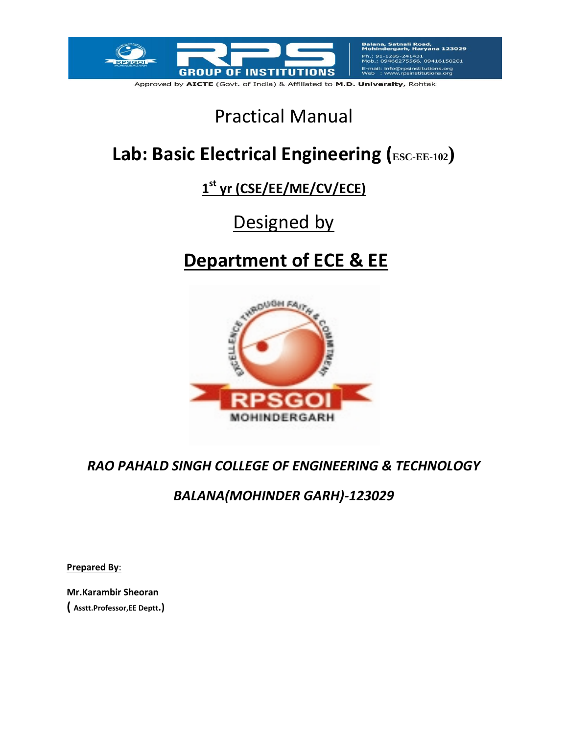Balana, Satnali Road, Mohindergarh, Haryana 123029
Ph.: 91-1285-241431
Mob.: 09466275566, 09416150201
E-mail: info@rpsinstitutions.org
Web : www.rpsinstitutions.org

Approved by **AICTE** (Govt. of India) & Affiliated to **M.D. University**, Rohtak

# Practical Manual

# Lab: Basic Electrical Engineering (ESC-EE-102)

## 1st yr (CSE/EE/ME/CV/ECE)

## Designed by

## Department of ECE & EE

***RAO PAHALD SINGH COLLEGE OF ENGINEERING & TECHNOLOGY***

***BALANA(MOHINDER GARH)-123029***

**Prepared By**:

**Mr.Karambir Sheoran**
**( Asstt.Professor,EE Deptt.)**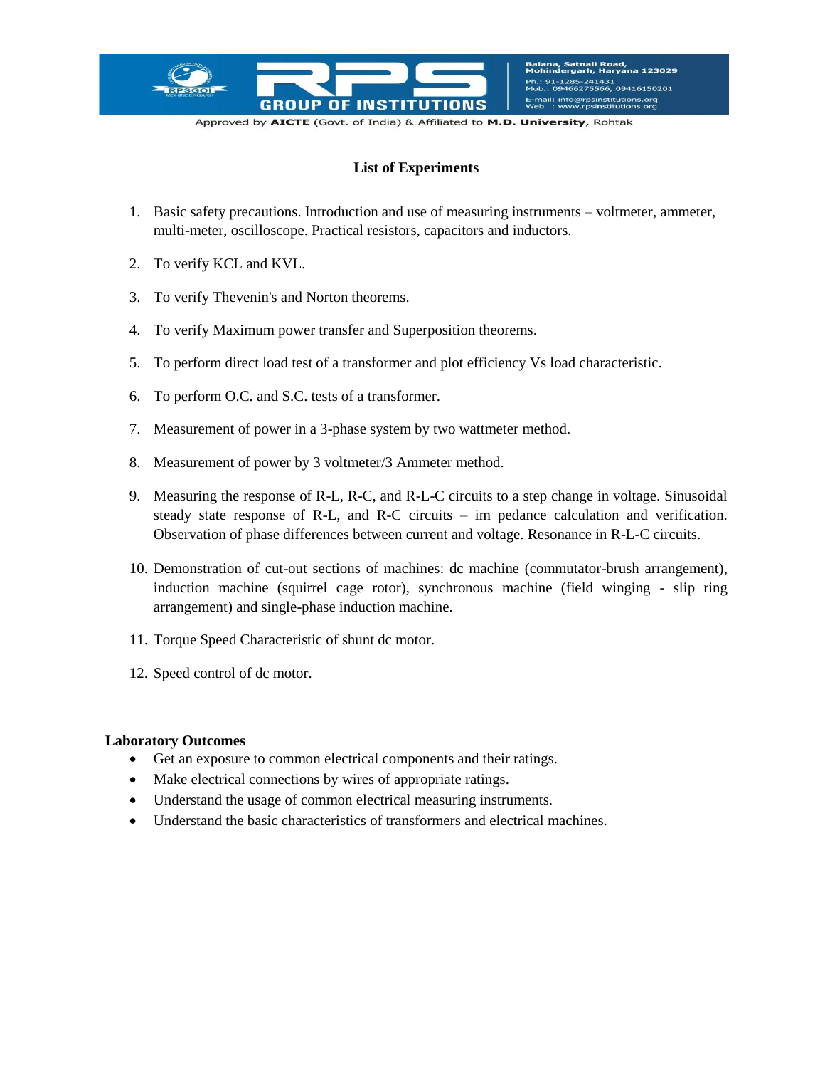## List of Experiments

1. Basic safety precautions. Introduction and use of measuring instruments – voltmeter, ammeter, multi-meter, oscilloscope. Practical resistors, capacitors and inductors.
2. To verify KCL and KVL.
3. To verify Thevenin's and Norton theorems.
4. To verify Maximum power transfer and Superposition theorems.
5. To perform direct load test of a transformer and plot efficiency Vs load characteristic.
6. To perform O.C. and S.C. tests of a transformer.
7. Measurement of power in a 3-phase system by two wattmeter method.
8. Measurement of power by 3 voltmeter/3 Ammeter method.
9. Measuring the response of R-L, R-C, and R-L-C circuits to a step change in voltage. Sinusoidal steady state response of R-L, and R-C circuits – im pedance calculation and verification. Observation of phase differences between current and voltage. Resonance in R-L-C circuits.
10. Demonstration of cut-out sections of machines: dc machine (commutator-brush arrangement), induction machine (squirrel cage rotor), synchronous machine (field winging - slip ring arrangement) and single-phase induction machine.
11. Torque Speed Characteristic of shunt dc motor.
12. Speed control of dc motor.

**Laboratory Outcomes**

- Get an exposure to common electrical components and their ratings.
- Make electrical connections by wires of appropriate ratings.
- Understand the usage of common electrical measuring instruments.
- Understand the basic characteristics of transformers and electrical machines.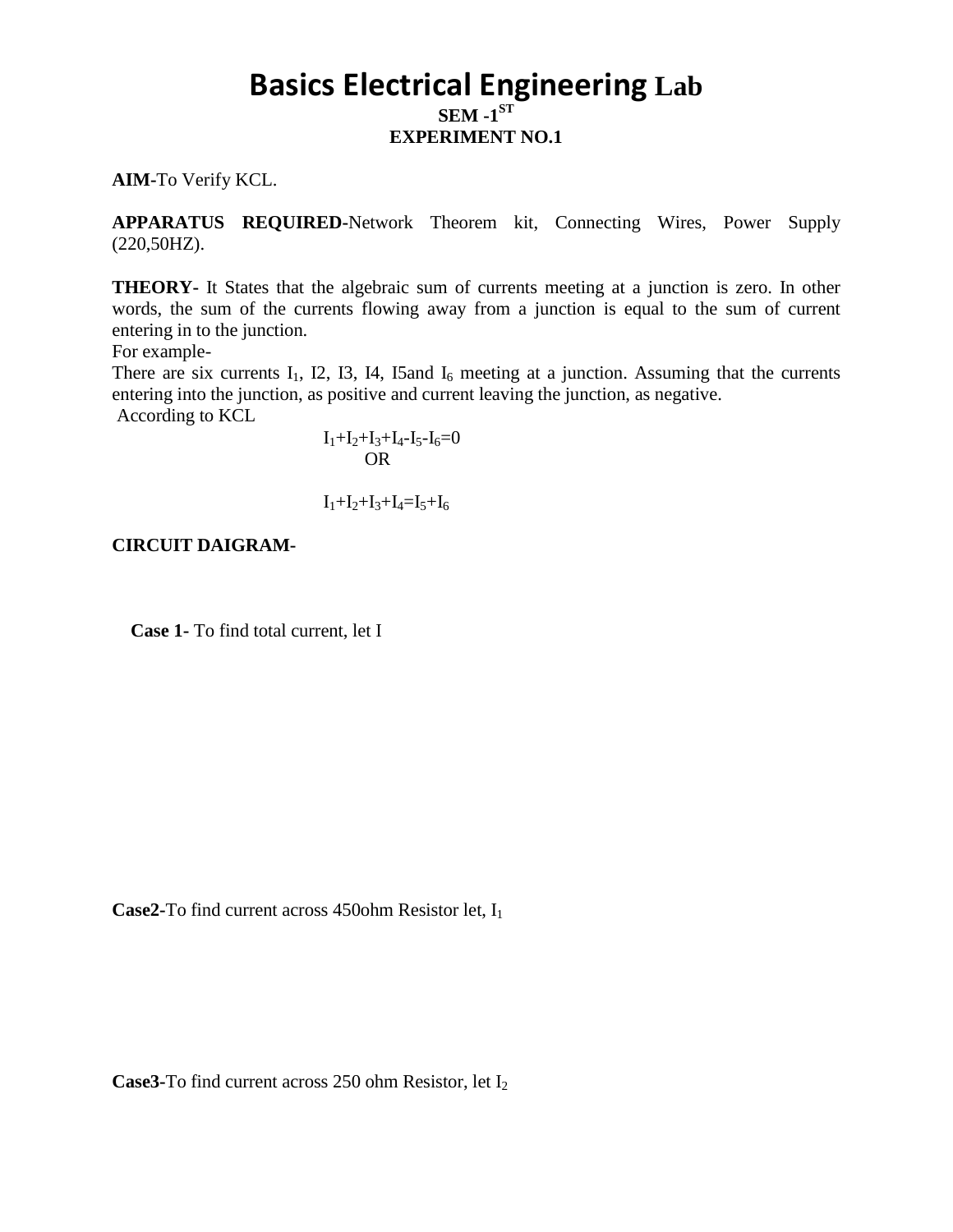# Basics Electrical Engineering Lab

**SEM -1ST**

**EXPERIMENT NO.1**

**AIM-**To Verify KCL.

**APPARATUS REQUIRED-**Network Theorem kit, Connecting Wires, Power Supply (220,50HZ).

**THEORY-** It States that the algebraic sum of currents meeting at a junction is zero. In other words, the sum of the currents flowing away from a junction is equal to the sum of current entering in to the junction.

For example-

There are six currents $I_1$, I2, I3, I4, I5and $I_6$ meeting at a junction. Assuming that the currents entering into the junction, as positive and current leaving the junction, as negative.

According to KCL

$$I_1+I_2+I_3+I_4-I_5-I_6=0$$

OR

$$I_1+I_2+I_3+I_4=I_5+I_6$$

**CIRCUIT DAIGRAM-**

**Case 1-** To find total current, let I

**Case2-**To find current across 450ohm Resistor let, $I_1$

**Case3-**To find current across 250 ohm Resistor, let $I_2$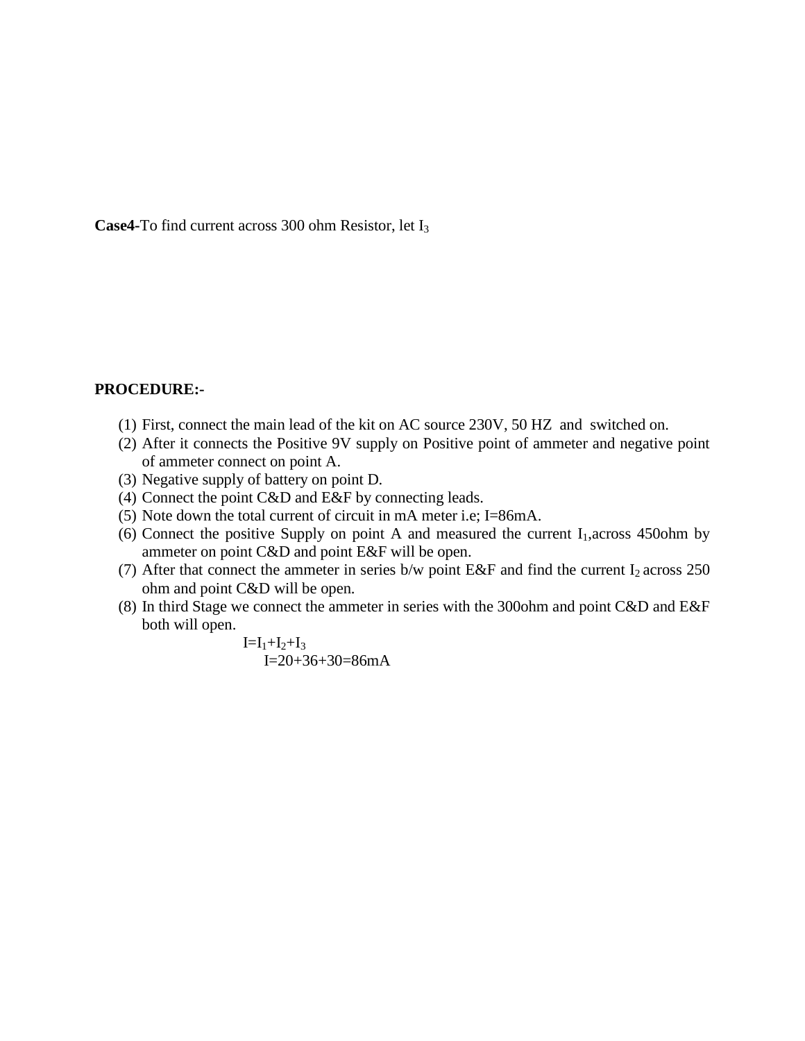**Case4-**To find current across 300 ohm Resistor, let $I_3$

**PROCEDURE:-**

1. First, connect the main lead of the kit on AC source 230V, 50 HZ and switched on.
2. After it connects the Positive 9V supply on Positive point of ammeter and negative point of ammeter connect on point A.
3. Negative supply of battery on point D.
4. Connect the point C&D and E&F by connecting leads.
5. Note down the total current of circuit in mA meter i.e; I=86mA.
6. Connect the positive Supply on point A and measured the current $I_1$,across 450ohm by ammeter on point C&D and point E&F will be open.
7. After that connect the ammeter in series b/w point E&F and find the current $I_2$ across 250 ohm and point C&D will be open.
8. In third Stage we connect the ammeter in series with the 300ohm and point C&D and E&F both will open.

$$I=I_1+I_2+I_3$$

$$I=20+36+30=86mA$$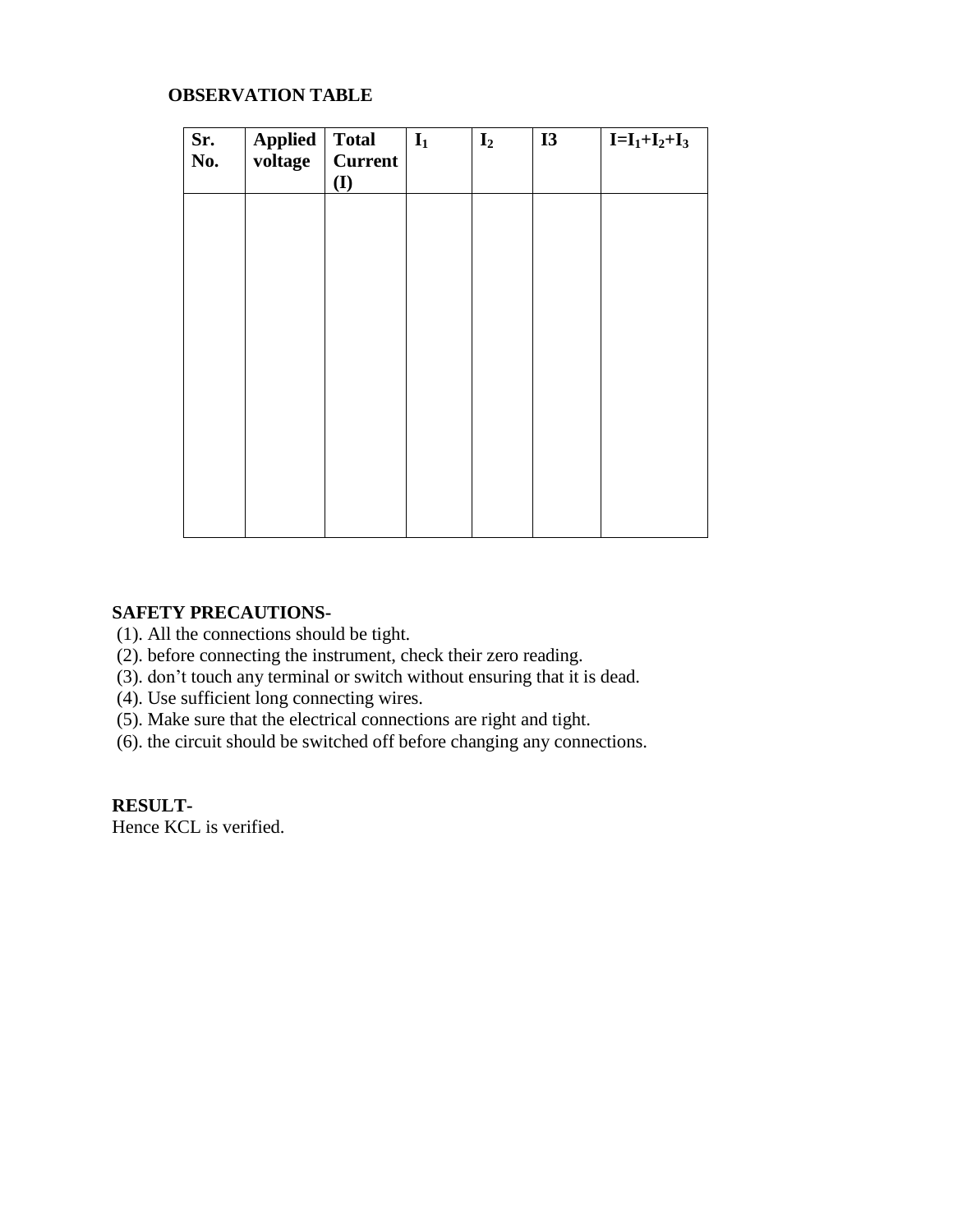**OBSERVATION TABLE**

| Sr. No. | Applied voltage | Total Current (I) | $I_1$ | $I_2$ | I3 | $I=I_1+I_2+I_3$ |
|---|---|---|---|---|---|---|
| | | | | | | |

**SAFETY PRECAUTIONS-**

(1). All the connections should be tight.
(2). before connecting the instrument, check their zero reading.
(3). don't touch any terminal or switch without ensuring that it is dead.
(4). Use sufficient long connecting wires.
(5). Make sure that the electrical connections are right and tight.
(6). the circuit should be switched off before changing any connections.

**RESULT-**

Hence KCL is verified.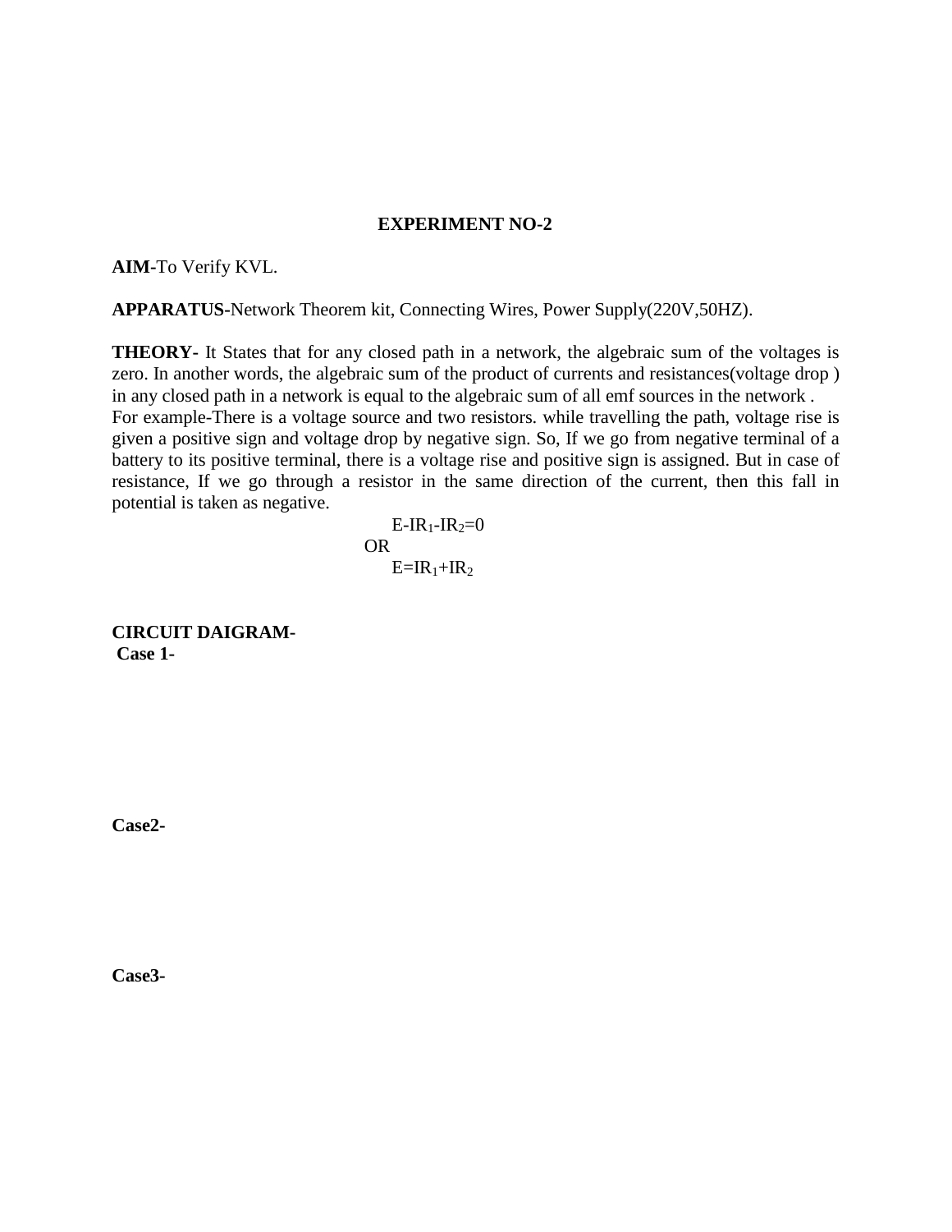## EXPERIMENT NO-2

**AIM-**To Verify KVL.

**APPARATUS-**Network Theorem kit, Connecting Wires, Power Supply(220V,50HZ).

**THEORY-** It States that for any closed path in a network, the algebraic sum of the voltages is zero. In another words, the algebraic sum of the product of currents and resistances(voltage drop ) in any closed path in a network is equal to the algebraic sum of all emf sources in the network .
For example-There is a voltage source and two resistors. while travelling the path, voltage rise is given a positive sign and voltage drop by negative sign. So, If we go from negative terminal of a battery to its positive terminal, there is a voltage rise and positive sign is assigned. But in case of resistance, If we go through a resistor in the same direction of the current, then this fall in potential is taken as negative.

$$E-IR_1-IR_2=0$$

OR

$$E=IR_1+IR_2$$

**CIRCUIT DAIGRAM-**

**Case 1-**

**Case2-**

**Case3-**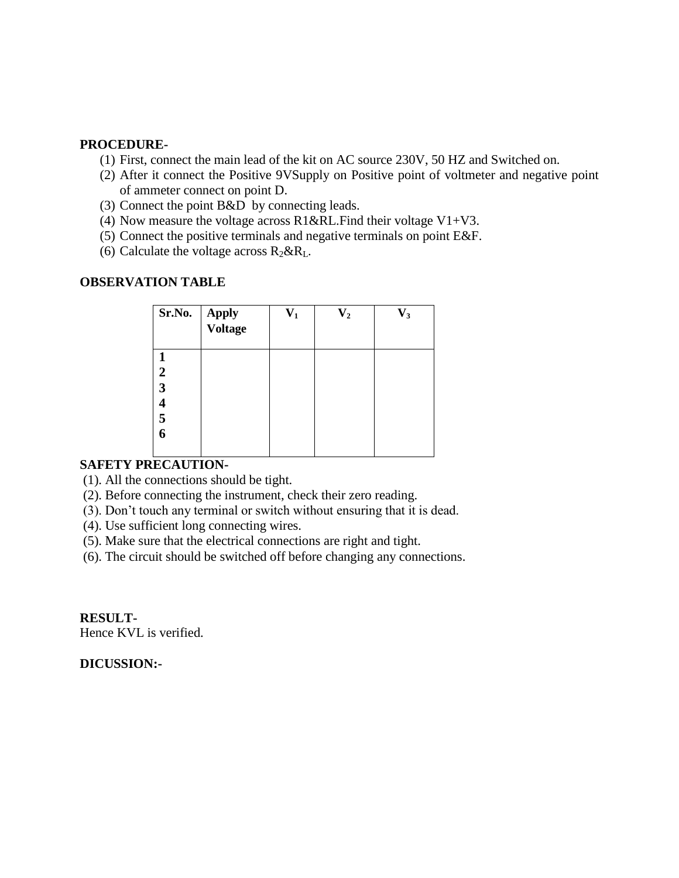**PROCEDURE-**

1. First, connect the main lead of the kit on AC source 230V, 50 HZ and Switched on.
2. After it connect the Positive 9VSupply on Positive point of voltmeter and negative point of ammeter connect on point D.
3. Connect the point B&D by connecting leads.
4. Now measure the voltage across R1&RL.Find their voltage V1+V3.
5. Connect the positive terminals and negative terminals on point E&F.
6. Calculate the voltage across $R_2$&$R_L$.

**OBSERVATION TABLE**

| Sr.No. | Apply Voltage | $V_1$ | $V_2$ | $V_3$ |
|---|---|---|---|---|
| 1 | | | | |
| 2 | | | | |
| 3 | | | | |
| 4 | | | | |
| 5 | | | | |
| 6 | | | | |

**SAFETY PRECAUTION-**

(1). All the connections should be tight.
(2). Before connecting the instrument, check their zero reading.
(3). Don't touch any terminal or switch without ensuring that it is dead.
(4). Use sufficient long connecting wires.
(5). Make sure that the electrical connections are right and tight.
(6). The circuit should be switched off before changing any connections.

**RESULT-**

Hence KVL is verified.

**DICUSSION:-**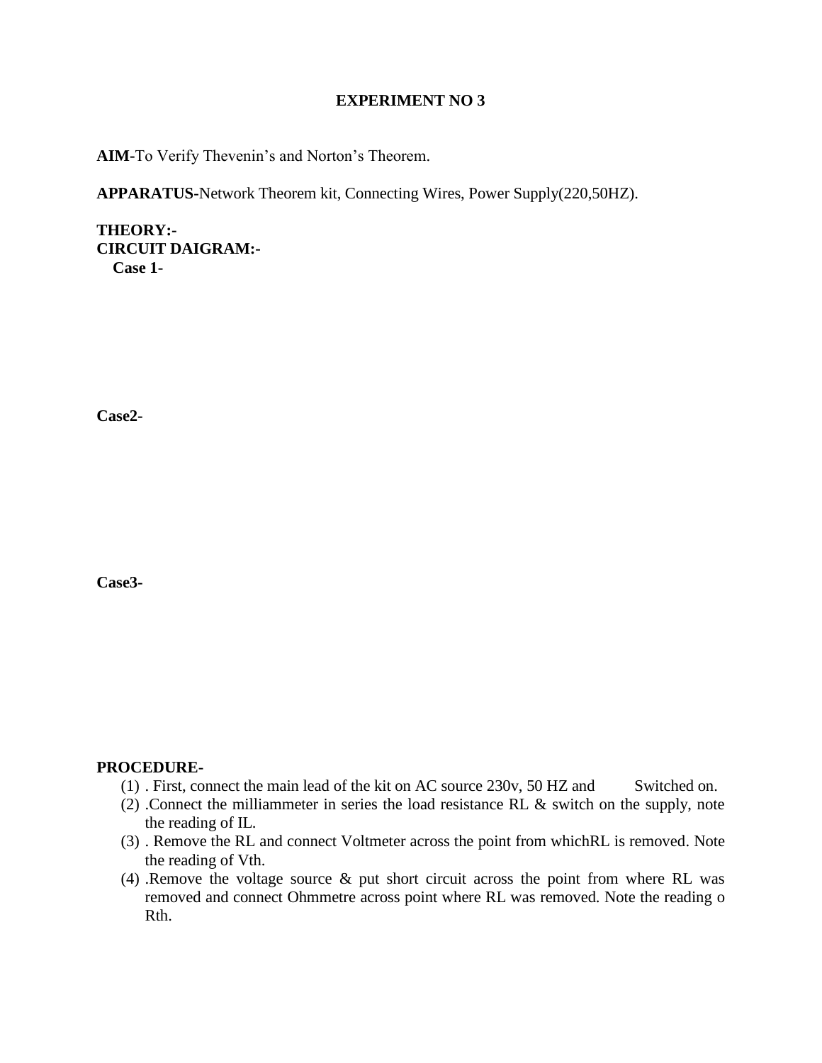# EXPERIMENT NO 3

**AIM-**To Verify Thevenin's and Norton's Theorem.

**APPARATUS-**Network Theorem kit, Connecting Wires, Power Supply(220,50HZ).

**THEORY:-**

**CIRCUIT DAIGRAM:-**

**Case 1-**

**Case2-**

**Case3-**

**PROCEDURE-**

(1) . First, connect the main lead of the kit on AC source 230v, 50 HZ and Switched on.
(2) .Connect the milliammeter in series the load resistance RL & switch on the supply, note the reading of IL.
(3) . Remove the RL and connect Voltmeter across the point from whichRL is removed. Note the reading of Vth.
(4) .Remove the voltage source & put short circuit across the point from where RL was removed and connect Ohmmetre across point where RL was removed. Note the reading o Rth.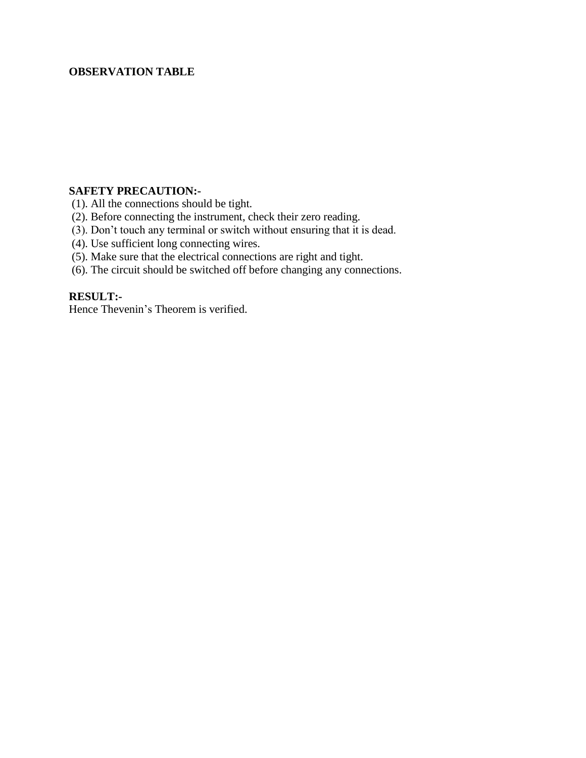**OBSERVATION TABLE**

**SAFETY PRECAUTION:-**

(1). All the connections should be tight.
(2). Before connecting the instrument, check their zero reading.
(3). Don’t touch any terminal or switch without ensuring that it is dead.
(4). Use sufficient long connecting wires.
(5). Make sure that the electrical connections are right and tight.
(6). The circuit should be switched off before changing any connections.

**RESULT:-**

Hence Thevenin’s Theorem is verified.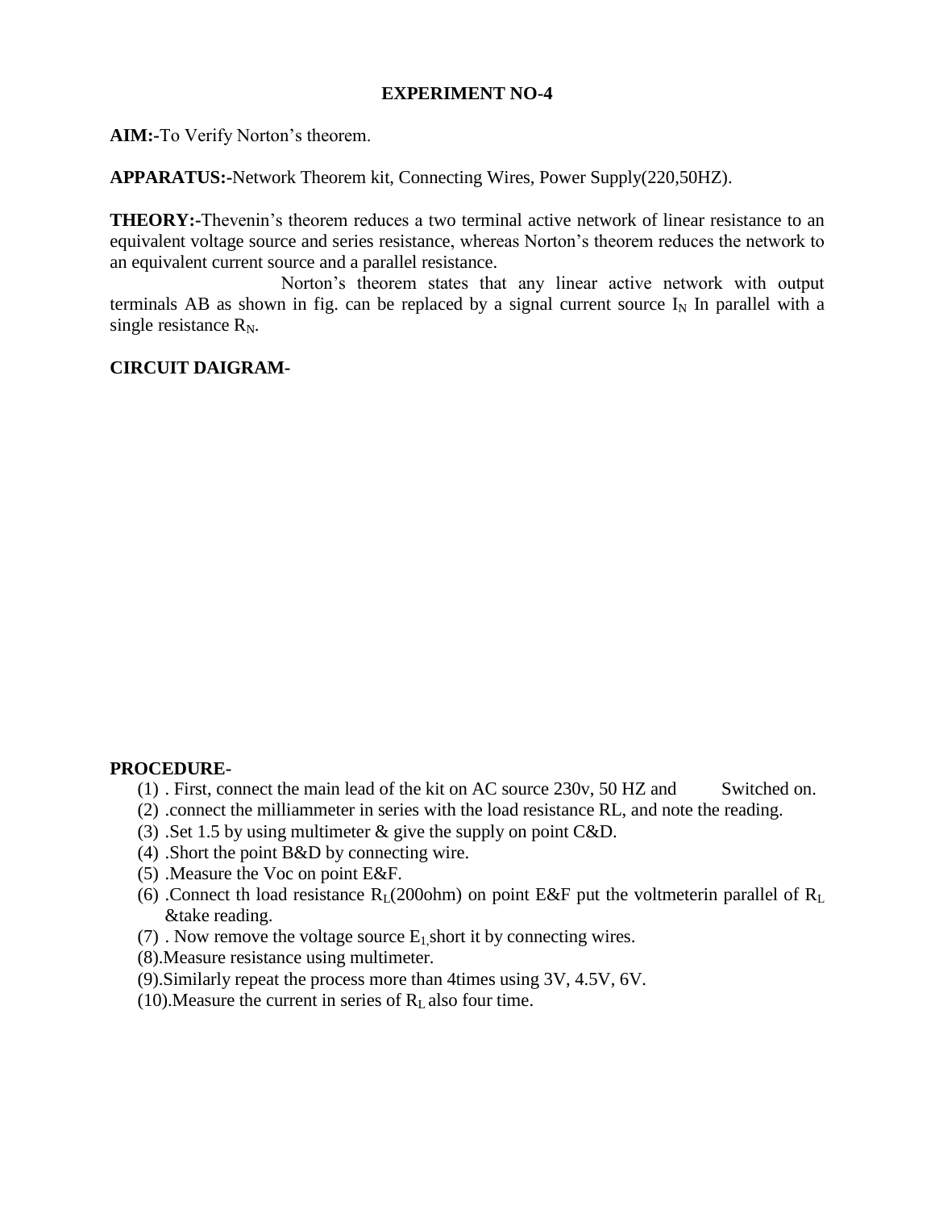**EXPERIMENT NO-4**

**AIM:-**To Verify Norton's theorem.

**APPARATUS:-**Network Theorem kit, Connecting Wires, Power Supply(220,50HZ).

**THEORY:-**Thevenin's theorem reduces a two terminal active network of linear resistance to an equivalent voltage source and series resistance, whereas Norton's theorem reduces the network to an equivalent current source and a parallel resistance.

Norton's theorem states that any linear active network with output terminals AB as shown in fig. can be replaced by a signal current source $I_N$ In parallel with a single resistance $R_N$.

**CIRCUIT DAIGRAM-**

**PROCEDURE-**

(1) . First, connect the main lead of the kit on AC source 230v, 50 HZ and Switched on.
(2) .connect the milliammeter in series with the load resistance RL, and note the reading.
(3) .Set 1.5 by using multimeter & give the supply on point C&D.
(4) .Short the point B&D by connecting wire.
(5) .Measure the Voc on point E&F.
(6) .Connect th load resistance $R_L$(200ohm) on point E&F put the voltmeterin parallel of $R_L$ &take reading.
(7) . Now remove the voltage source $E_1$,short it by connecting wires.
(8).Measure resistance using multimeter.
(9).Similarly repeat the process more than 4times using 3V, 4.5V, 6V.
(10).Measure the current in series of $R_L$ also four time.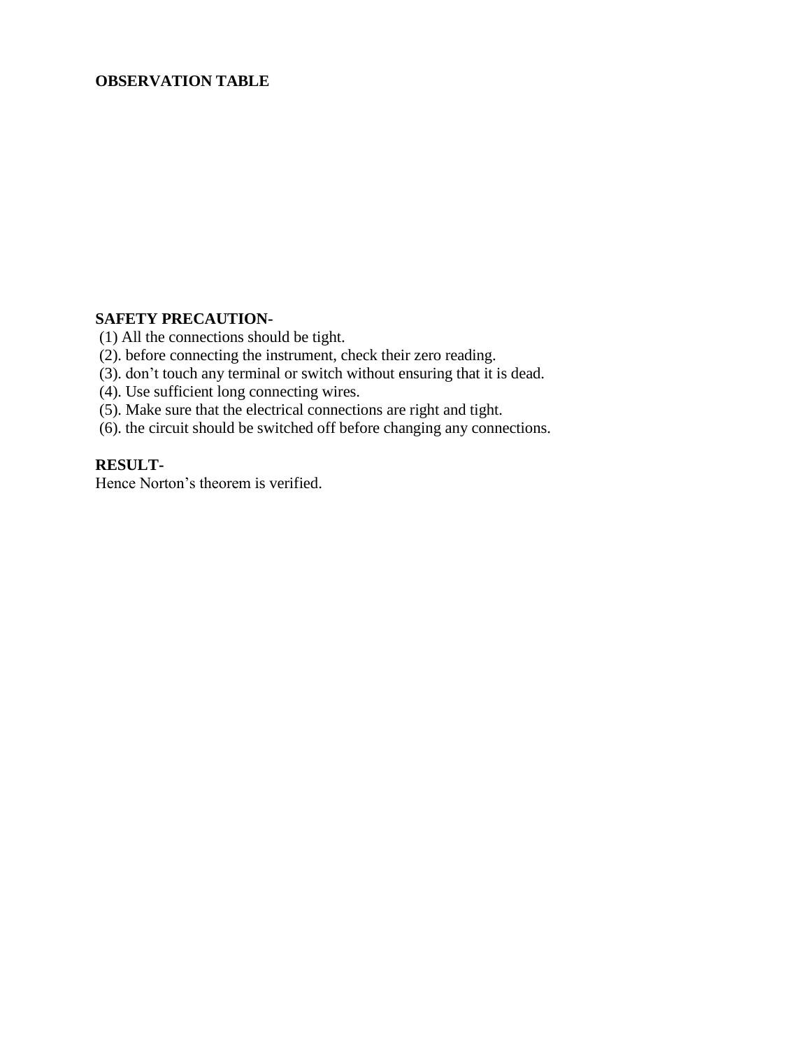**OBSERVATION TABLE**

**SAFETY PRECAUTION-**

(1) All the connections should be tight.
(2). before connecting the instrument, check their zero reading.
(3). don't touch any terminal or switch without ensuring that it is dead.
(4). Use sufficient long connecting wires.
(5). Make sure that the electrical connections are right and tight.
(6). the circuit should be switched off before changing any connections.

**RESULT-**

Hence Norton's theorem is verified.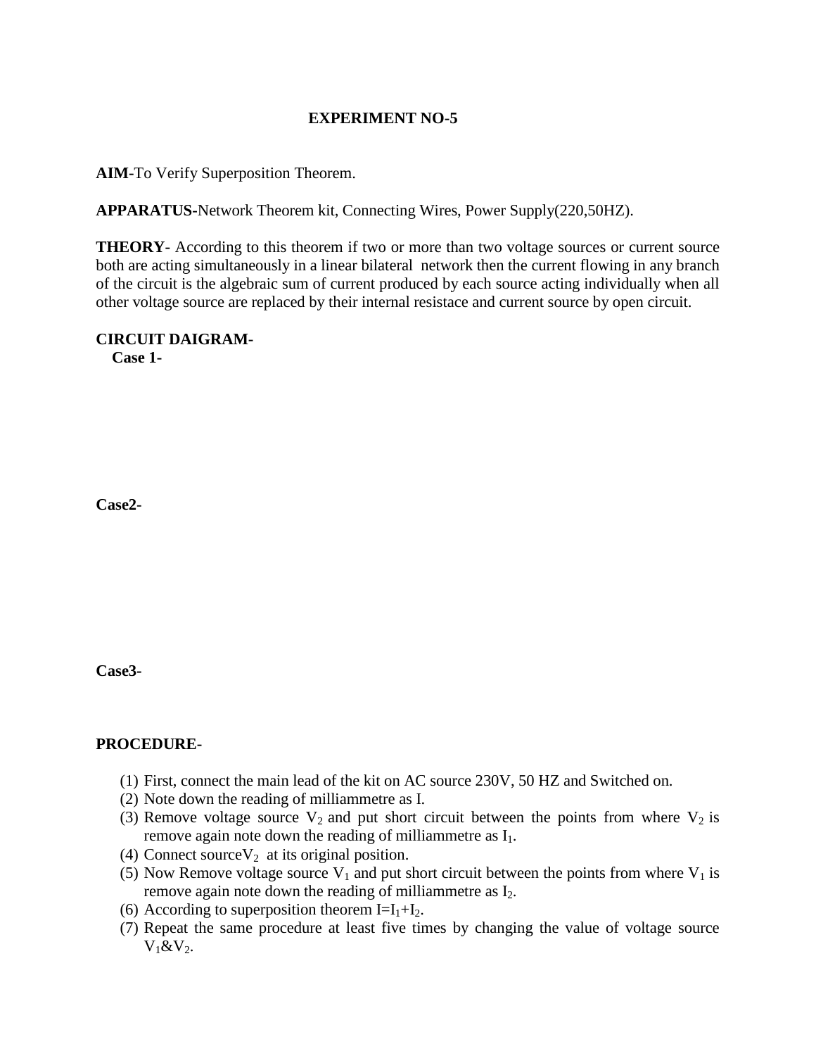## EXPERIMENT NO-5

**AIM-**To Verify Superposition Theorem.

**APPARATUS-**Network Theorem kit, Connecting Wires, Power Supply(220,50HZ).

**THEORY-** According to this theorem if two or more than two voltage sources or current source both are acting simultaneously in a linear bilateral network then the current flowing in any branch of the circuit is the algebraic sum of current produced by each source acting individually when all other voltage source are replaced by their internal resistace and current source by open circuit.

**CIRCUIT DAIGRAM-**

**Case 1-**

**Case2-**

**Case3-**

**PROCEDURE-**

(1) First, connect the main lead of the kit on AC source 230V, 50 HZ and Switched on.
(2) Note down the reading of milliammetre as I.
(3) Remove voltage source $V_2$ and put short circuit between the points from where $V_2$ is remove again note down the reading of milliammetre as $I_1$.
(4) Connect source$V_2$ at its original position.
(5) Now Remove voltage source $V_1$ and put short circuit between the points from where $V_1$ is remove again note down the reading of milliammetre as $I_2$.
(6) According to superposition theorem $I=I_1+I_2$.
(7) Repeat the same procedure at least five times by changing the value of voltage source $V_1$&$V_2$.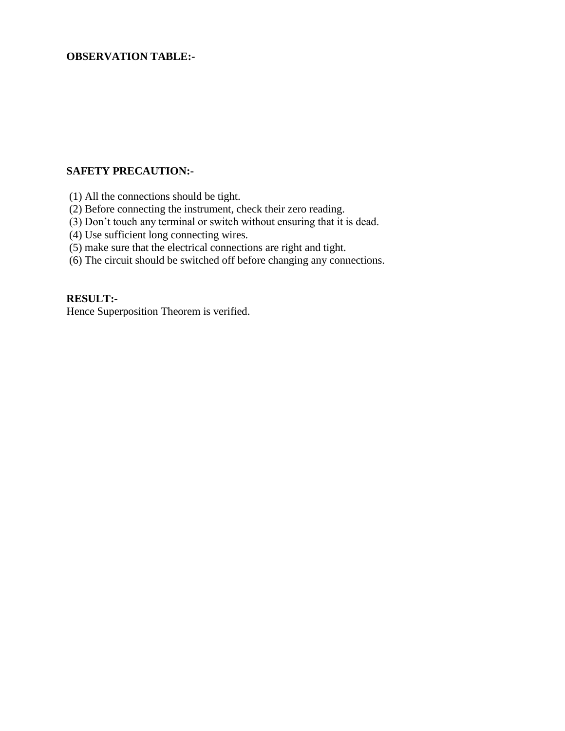**OBSERVATION TABLE:-**

**SAFETY PRECAUTION:-**

(1) All the connections should be tight.
(2) Before connecting the instrument, check their zero reading.
(3) Don't touch any terminal or switch without ensuring that it is dead.
(4) Use sufficient long connecting wires.
(5) make sure that the electrical connections are right and tight.
(6) The circuit should be switched off before changing any connections.

**RESULT:-**
Hence Superposition Theorem is verified.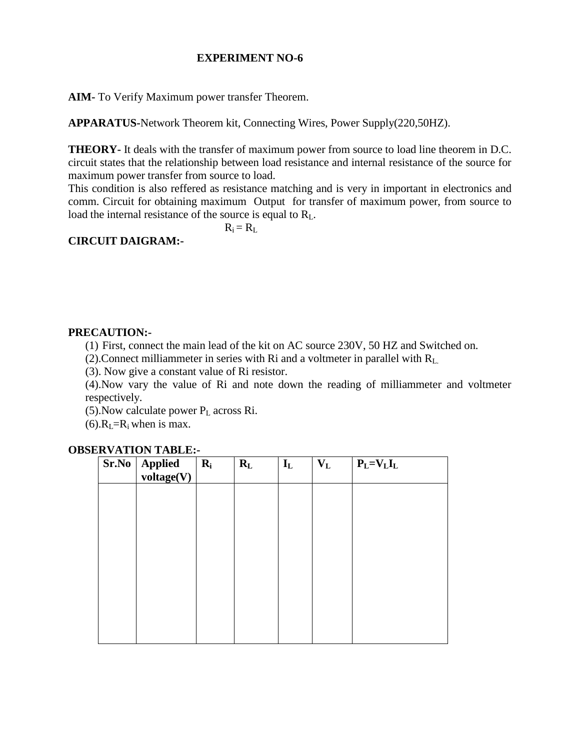# EXPERIMENT NO-6

**AIM-** To Verify Maximum power transfer Theorem.

**APPARATUS-**Network Theorem kit, Connecting Wires, Power Supply(220,50HZ).

**THEORY-** It deals with the transfer of maximum power from source to load line theorem in D.C. circuit states that the relationship between load resistance and internal resistance of the source for maximum power transfer from source to load.

This condition is also reffered as resistance matching and is very in important in electronics and comm. Circuit for obtaining maximum Output for transfer of maximum power, from source to load the internal resistance of the source is equal to $R_L$.

$$R_i = R_L$$

**CIRCUIT DAIGRAM:-**

**PRECAUTION:-**

(1) First, connect the main lead of the kit on AC source 230V, 50 HZ and Switched on.

(2).Connect milliammeter in series with Ri and a voltmeter in parallel with $R_L$.

(3). Now give a constant value of Ri resistor.

(4).Now vary the value of Ri and note down the reading of milliammeter and voltmeter respectively.

(5).Now calculate power $P_L$ across Ri.

(6).$R_L$=$R_i$ when is max.

**OBSERVATION TABLE:-**

| Sr.No | Applied voltage(V) | $R_i$ | $R_L$ | $I_L$ | $V_L$ | $P_L=V_LI_L$ |
|---|---|---|---|---|---|---|
| | | | | | | |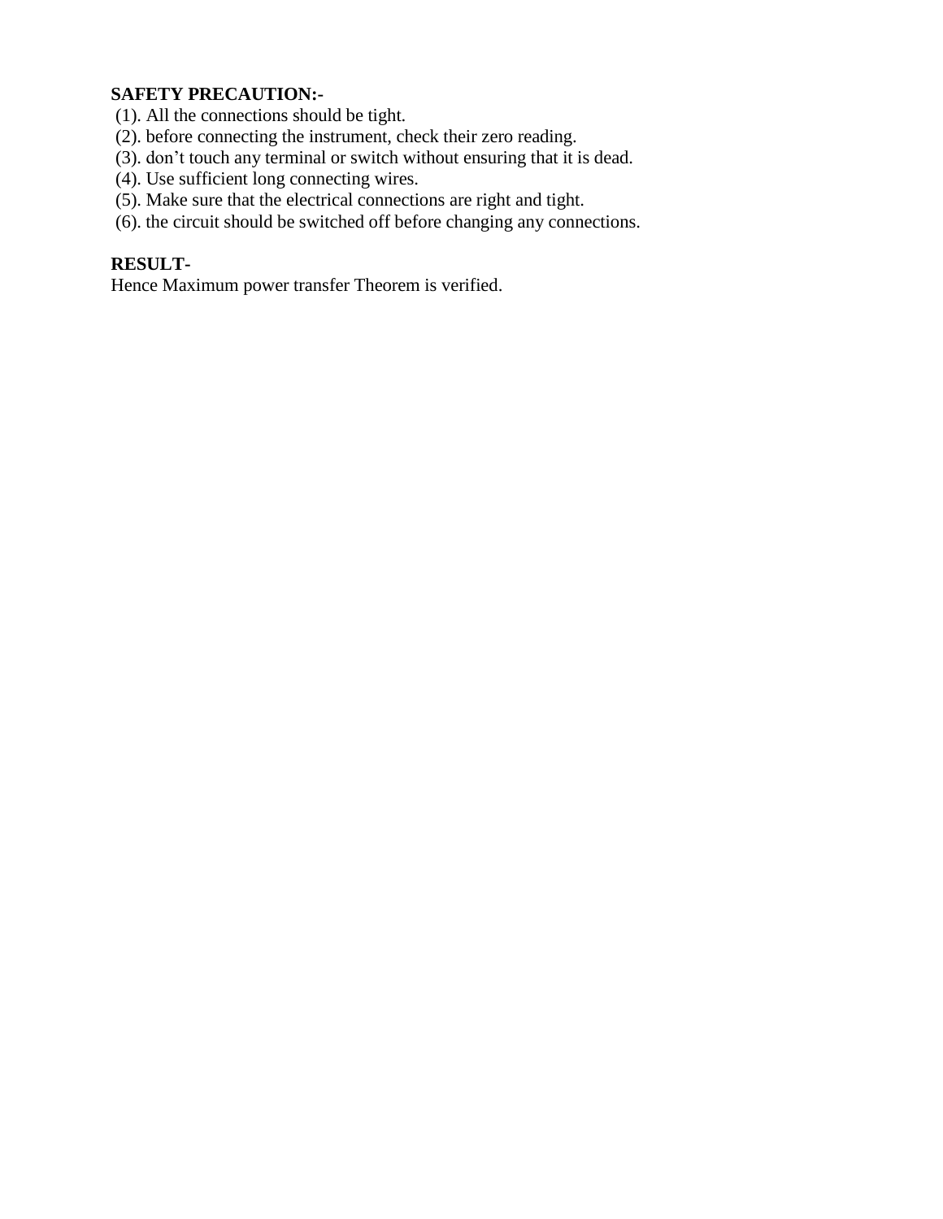**SAFETY PRECAUTION:-**

(1). All the connections should be tight.
(2). before connecting the instrument, check their zero reading.
(3). don’t touch any terminal or switch without ensuring that it is dead.
(4). Use sufficient long connecting wires.
(5). Make sure that the electrical connections are right and tight.
(6). the circuit should be switched off before changing any connections.

**RESULT-**

Hence Maximum power transfer Theorem is verified.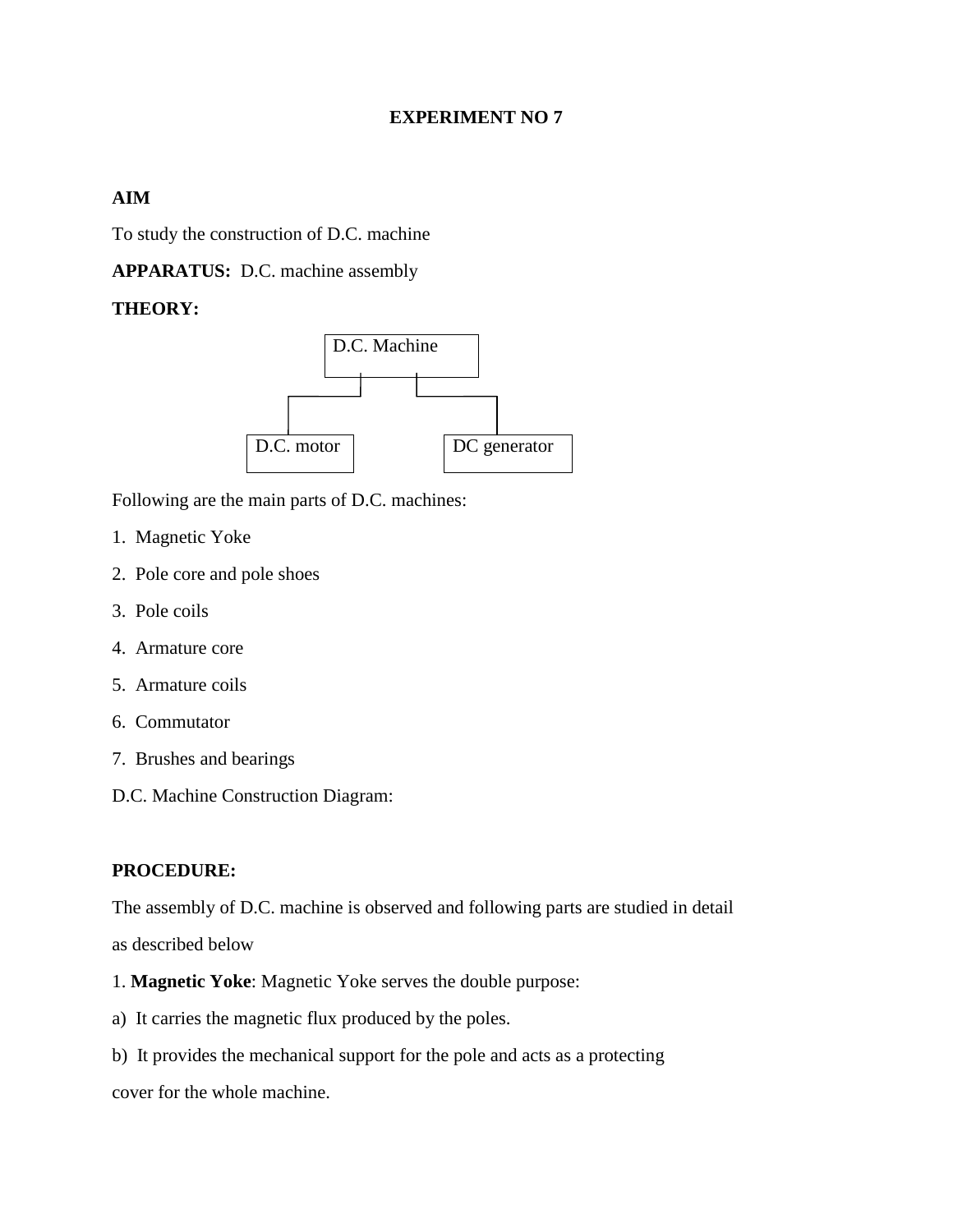# EXPERIMENT NO 7

**AIM**

To study the construction of D.C. machine

**APPARATUS:** D.C. machine assembly

**THEORY:**

D.C. Machine

- D.C. motor
- DC generator

Following are the main parts of D.C. machines:

1. Magnetic Yoke
2. Pole core and pole shoes
3. Pole coils
4. Armature core
5. Armature coils
6. Commutator
7. Brushes and bearings

D.C. Machine Construction Diagram:

**PROCEDURE:**

The assembly of D.C. machine is observed and following parts are studied in detail as described below

1. **Magnetic Yoke**: Magnetic Yoke serves the double purpose:

a) It carries the magnetic flux produced by the poles.

b) It provides the mechanical support for the pole and acts as a protecting cover for the whole machine.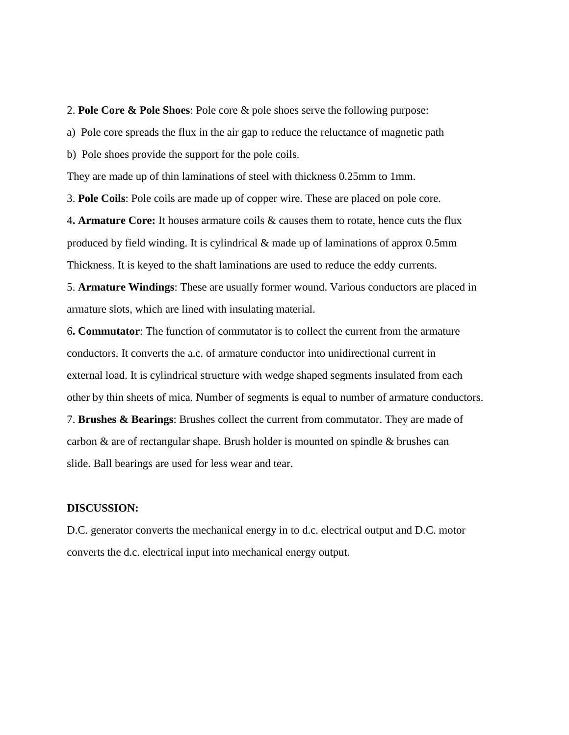2. **Pole Core & Pole Shoes**: Pole core & pole shoes serve the following purpose:

a) Pole core spreads the flux in the air gap to reduce the reluctance of magnetic path

b) Pole shoes provide the support for the pole coils.

They are made up of thin laminations of steel with thickness 0.25mm to 1mm.

3. **Pole Coils**: Pole coils are made up of copper wire. These are placed on pole core.

4**. Armature Core:** It houses armature coils & causes them to rotate, hence cuts the flux produced by field winding. It is cylindrical & made up of laminations of approx 0.5mm Thickness. It is keyed to the shaft laminations are used to reduce the eddy currents.

5. **Armature Windings**: These are usually former wound. Various conductors are placed in armature slots, which are lined with insulating material.

6**. Commutator**: The function of commutator is to collect the current from the armature conductors. It converts the a.c. of armature conductor into unidirectional current in external load. It is cylindrical structure with wedge shaped segments insulated from each other by thin sheets of mica. Number of segments is equal to number of armature conductors.

7. **Brushes & Bearings**: Brushes collect the current from commutator. They are made of carbon & are of rectangular shape. Brush holder is mounted on spindle & brushes can slide. Ball bearings are used for less wear and tear.

**DISCUSSION:**

D.C. generator converts the mechanical energy in to d.c. electrical output and D.C. motor converts the d.c. electrical input into mechanical energy output.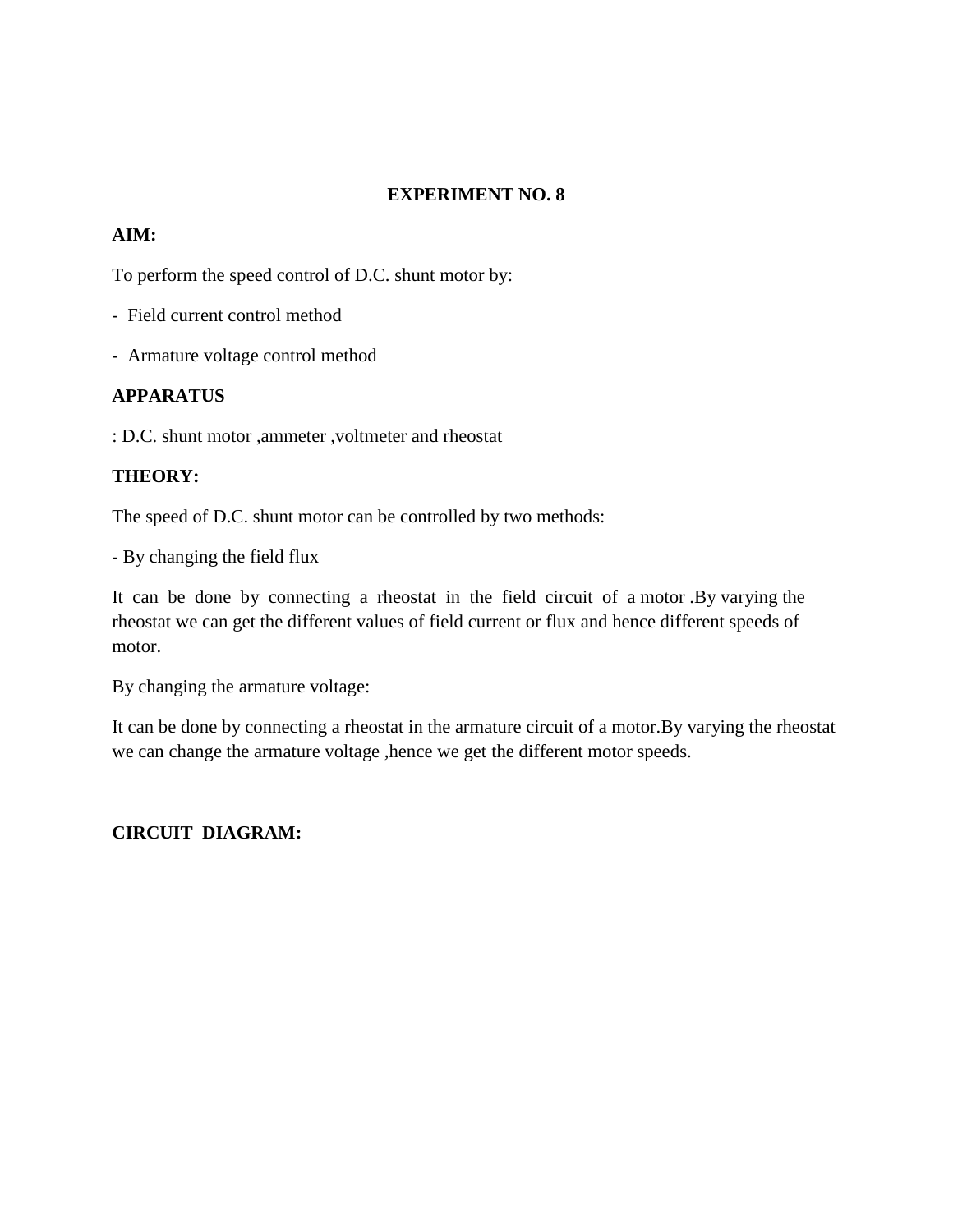## EXPERIMENT NO. 8

**AIM:**

To perform the speed control of D.C. shunt motor by:

- Field current control method
- Armature voltage control method

**APPARATUS**

: D.C. shunt motor ,ammeter ,voltmeter and rheostat

**THEORY:**

The speed of D.C. shunt motor can be controlled by two methods:

- By changing the field flux

It can be done by connecting a rheostat in the field circuit of a motor .By varying the rheostat we can get the different values of field current or flux and hence different speeds of motor.

By changing the armature voltage:

It can be done by connecting a rheostat in the armature circuit of a motor.By varying the rheostat we can change the armature voltage ,hence we get the different motor speeds.

**CIRCUIT DIAGRAM:**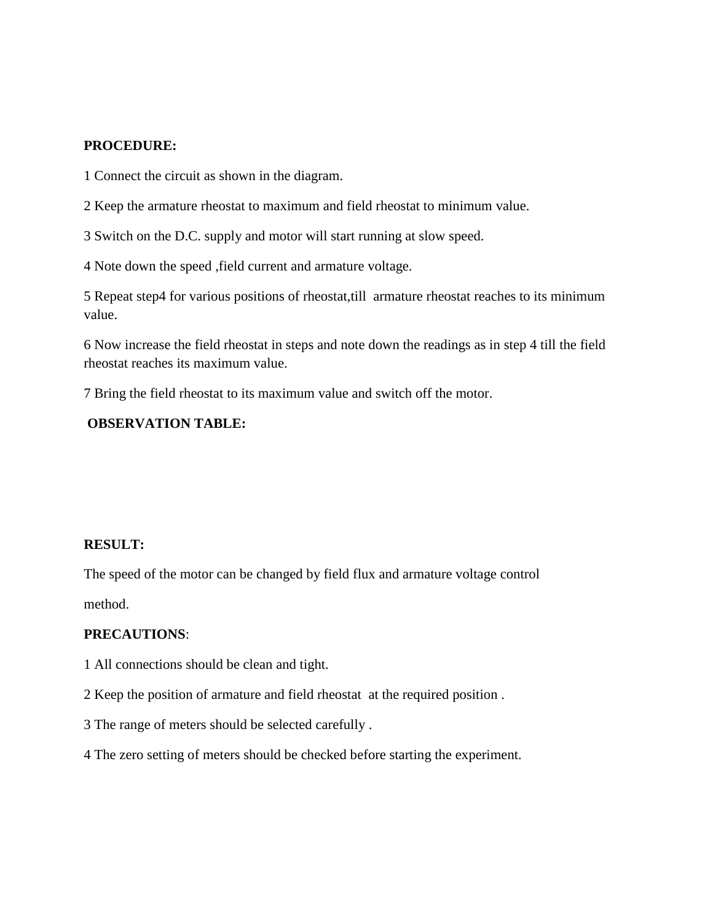**PROCEDURE:**

1 Connect the circuit as shown in the diagram.

2 Keep the armature rheostat to maximum and field rheostat to minimum value.

3 Switch on the D.C. supply and motor will start running at slow speed.

4 Note down the speed ,field current and armature voltage.

5 Repeat step4 for various positions of rheostat,till armature rheostat reaches to its minimum value.

6 Now increase the field rheostat in steps and note down the readings as in step 4 till the field rheostat reaches its maximum value.

7 Bring the field rheostat to its maximum value and switch off the motor.

**OBSERVATION TABLE:**

**RESULT:**

The speed of the motor can be changed by field flux and armature voltage control

method.

**PRECAUTIONS**:

1 All connections should be clean and tight.

2 Keep the position of armature and field rheostat at the required position .

3 The range of meters should be selected carefully .

4 The zero setting of meters should be checked before starting the experiment.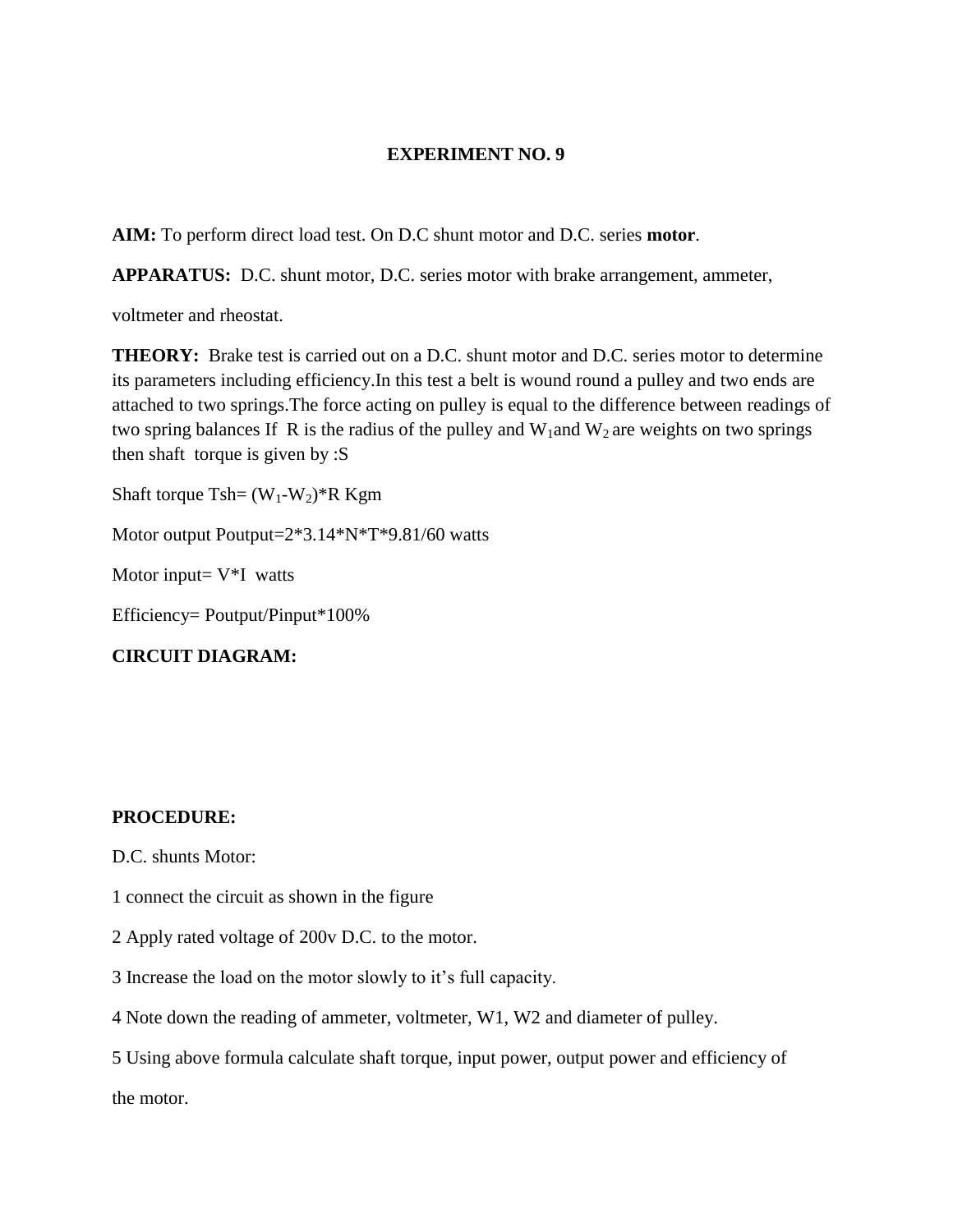**EXPERIMENT NO. 9**

**AIM:** To perform direct load test. On D.C shunt motor and D.C. series **motor**.

**APPARATUS:** D.C. shunt motor, D.C. series motor with brake arrangement, ammeter, voltmeter and rheostat.

**THEORY:** Brake test is carried out on a D.C. shunt motor and D.C. series motor to determine its parameters including efficiency.In this test a belt is wound round a pulley and two ends are attached to two springs.The force acting on pulley is equal to the difference between readings of two spring balances If R is the radius of the pulley and $W_1$and $W_2$ are weights on two springs then shaft torque is given by :S

Shaft torque Tsh= $(W_1-W_2)$*R Kgm

Motor output Poutput=2*3.14*N*T*9.81/60 watts

Motor input= V*I watts

Efficiency= Poutput/Pinput*100%

**CIRCUIT DIAGRAM:**

**PROCEDURE:**

D.C. shunts Motor:

1 connect the circuit as shown in the figure

2 Apply rated voltage of 200v D.C. to the motor.

3 Increase the load on the motor slowly to it's full capacity.

4 Note down the reading of ammeter, voltmeter, W1, W2 and diameter of pulley.

5 Using above formula calculate shaft torque, input power, output power and efficiency of the motor.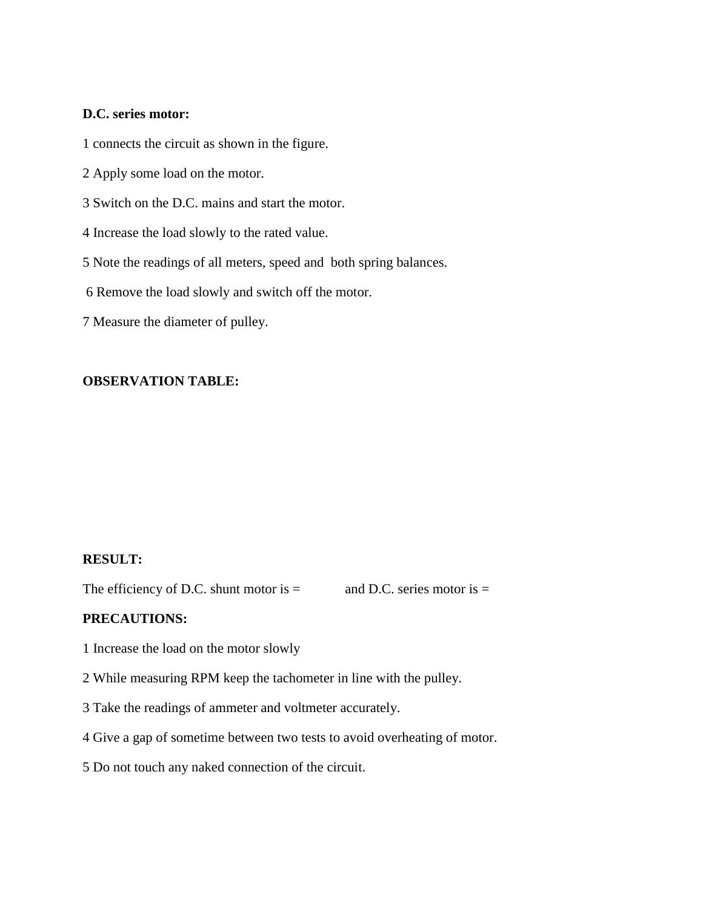**D.C. series motor:**

1 connects the circuit as shown in the figure.

2 Apply some load on the motor.

3 Switch on the D.C. mains and start the motor.

4 Increase the load slowly to the rated value.

5 Note the readings of all meters, speed and both spring balances.

6 Remove the load slowly and switch off the motor.

7 Measure the diameter of pulley.

**OBSERVATION TABLE:**

**RESULT:**

The efficiency of D.C. shunt motor is = and D.C. series motor is =

**PRECAUTIONS:**

1 Increase the load on the motor slowly

2 While measuring RPM keep the tachometer in line with the pulley.

3 Take the readings of ammeter and voltmeter accurately.

4 Give a gap of sometime between two tests to avoid overheating of motor.

5 Do not touch any naked connection of the circuit.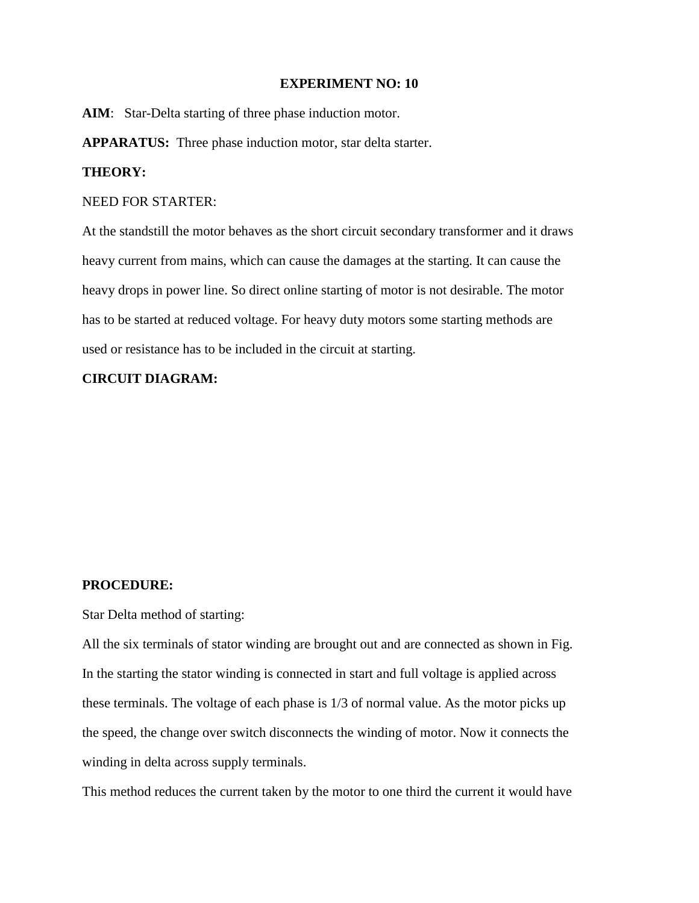**EXPERIMENT NO: 10**

**AIM**: Star-Delta starting of three phase induction motor.

**APPARATUS:** Three phase induction motor, star delta starter.

**THEORY:**

NEED FOR STARTER:

At the standstill the motor behaves as the short circuit secondary transformer and it draws heavy current from mains, which can cause the damages at the starting. It can cause the heavy drops in power line. So direct online starting of motor is not desirable. The motor has to be started at reduced voltage. For heavy duty motors some starting methods are used or resistance has to be included in the circuit at starting.

**CIRCUIT DIAGRAM:**

**PROCEDURE:**

Star Delta method of starting:

All the six terminals of stator winding are brought out and are connected as shown in Fig. In the starting the stator winding is connected in start and full voltage is applied across these terminals. The voltage of each phase is 1/3 of normal value. As the motor picks up the speed, the change over switch disconnects the winding of motor. Now it connects the winding in delta across supply terminals.

This method reduces the current taken by the motor to one third the current it would have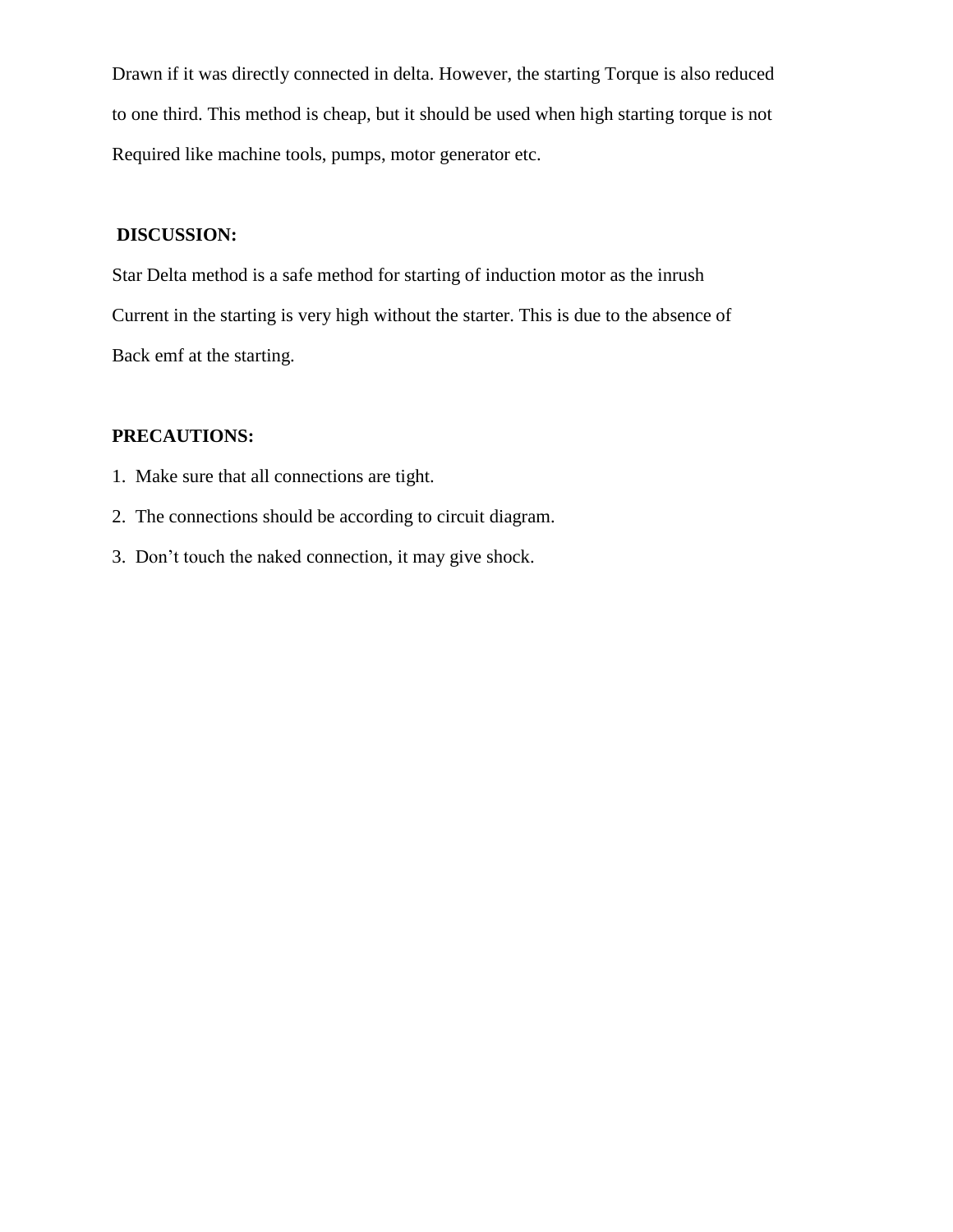Drawn if it was directly connected in delta. However, the starting Torque is also reduced to one third. This method is cheap, but it should be used when high starting torque is not Required like machine tools, pumps, motor generator etc.

**DISCUSSION:**

Star Delta method is a safe method for starting of induction motor as the inrush Current in the starting is very high without the starter. This is due to the absence of Back emf at the starting.

**PRECAUTIONS:**

1. Make sure that all connections are tight.
2. The connections should be according to circuit diagram.
3. Don't touch the naked connection, it may give shock.